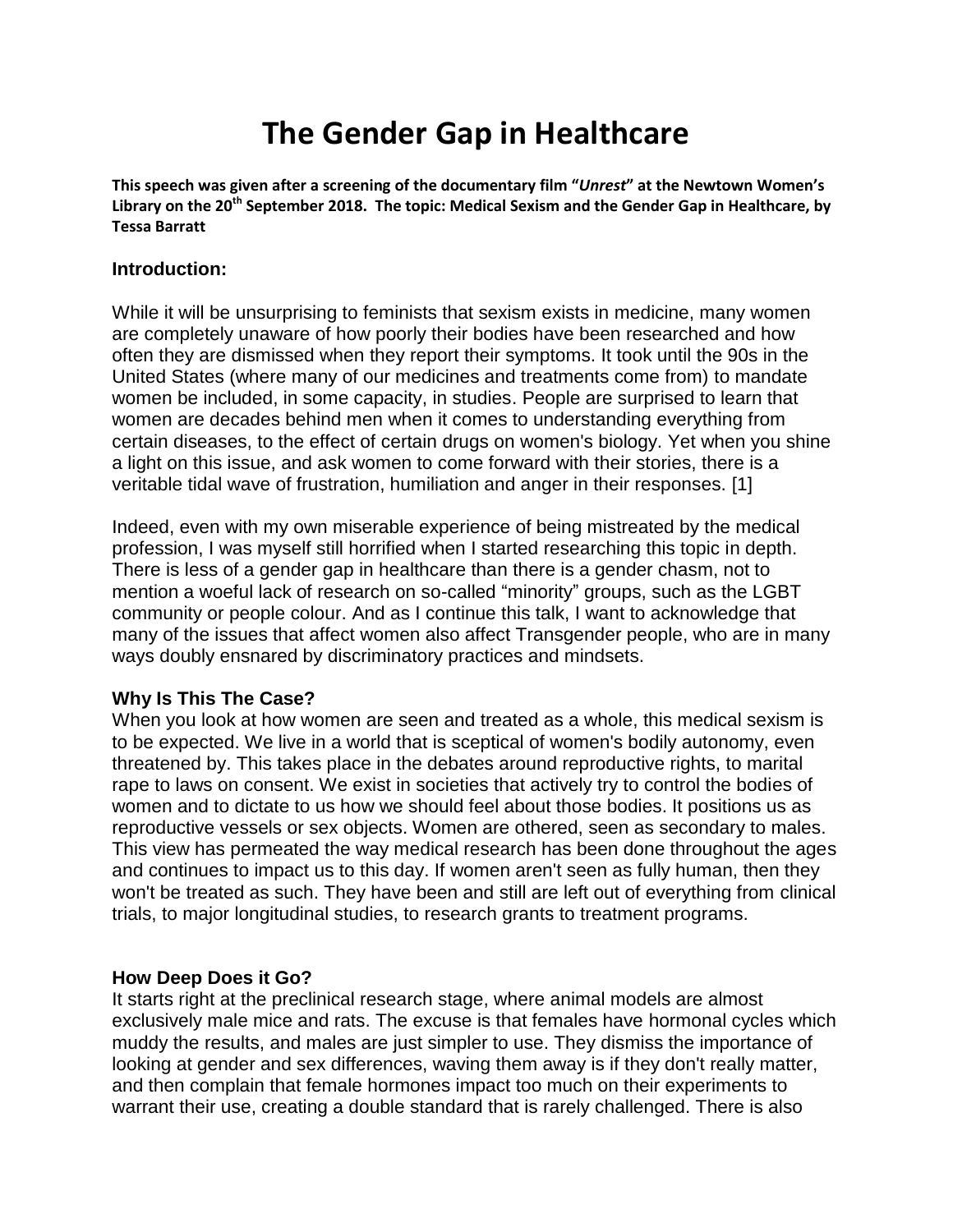# The Gender Gap in Healthcare

**This speech was given after a screening of the documentary film "*Unrest*" at the Newtown Women's Library on the 20th September 2018. The topic: Medical Sexism and the Gender Gap in Healthcare, by Tessa Barratt**

## Introduction:

While it will be unsurprising to feminists that sexism exists in medicine, many women are completely unaware of how poorly their bodies have been researched and how often they are dismissed when they report their symptoms. It took until the 90s in the United States (where many of our medicines and treatments come from) to mandate women be included, in some capacity, in studies. People are surprised to learn that women are decades behind men when it comes to understanding everything from certain diseases, to the effect of certain drugs on women's biology. Yet when you shine a light on this issue, and ask women to come forward with their stories, there is a veritable tidal wave of frustration, humiliation and anger in their responses. [1]

Indeed, even with my own miserable experience of being mistreated by the medical profession, I was myself still horrified when I started researching this topic in depth. There is less of a gender gap in healthcare than there is a gender chasm, not to mention a woeful lack of research on so-called "minority" groups, such as the LGBT community or people colour. And as I continue this talk, I want to acknowledge that many of the issues that affect women also affect Transgender people, who are in many ways doubly ensnared by discriminatory practices and mindsets.

### Why Is This The Case?

When you look at how women are seen and treated as a whole, this medical sexism is to be expected. We live in a world that is sceptical of women's bodily autonomy, even threatened by. This takes place in the debates around reproductive rights, to marital rape to laws on consent. We exist in societies that actively try to control the bodies of women and to dictate to us how we should feel about those bodies. It positions us as reproductive vessels or sex objects. Women are othered, seen as secondary to males. This view has permeated the way medical research has been done throughout the ages and continues to impact us to this day. If women aren't seen as fully human, then they won't be treated as such. They have been and still are left out of everything from clinical trials, to major longitudinal studies, to research grants to treatment programs.

### How Deep Does it Go?

It starts right at the preclinical research stage, where animal models are almost exclusively male mice and rats. The excuse is that females have hormonal cycles which muddy the results, and males are just simpler to use. They dismiss the importance of looking at gender and sex differences, waving them away is if they don't really matter, and then complain that female hormones impact too much on their experiments to warrant their use, creating a double standard that is rarely challenged. There is also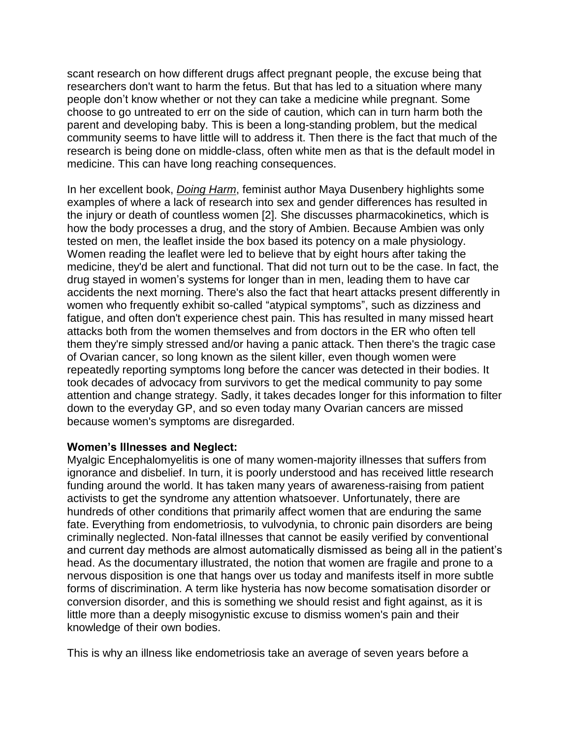scant research on how different drugs affect pregnant people, the excuse being that researchers don't want to harm the fetus. But that has led to a situation where many people don't know whether or not they can take a medicine while pregnant. Some choose to go untreated to err on the side of caution, which can in turn harm both the parent and developing baby. This is been a long-standing problem, but the medical community seems to have little will to address it. Then there is the fact that much of the research is being done on middle-class, often white men as that is the default model in medicine. This can have long reaching consequences.

In her excellent book, *Doing Harm*, feminist author Maya Dusenbery highlights some examples of where a lack of research into sex and gender differences has resulted in the injury or death of countless women [2]. She discusses pharmacokinetics, which is how the body processes a drug, and the story of Ambien. Because Ambien was only tested on men, the leaflet inside the box based its potency on a male physiology. Women reading the leaflet were led to believe that by eight hours after taking the medicine, they'd be alert and functional. That did not turn out to be the case. In fact, the drug stayed in women's systems for longer than in men, leading them to have car accidents the next morning. There's also the fact that heart attacks present differently in women who frequently exhibit so-called "atypical symptoms", such as dizziness and fatigue, and often don't experience chest pain. This has resulted in many missed heart attacks both from the women themselves and from doctors in the ER who often tell them they're simply stressed and/or having a panic attack. Then there's the tragic case of Ovarian cancer, so long known as the silent killer, even though women were repeatedly reporting symptoms long before the cancer was detected in their bodies. It took decades of advocacy from survivors to get the medical community to pay some attention and change strategy. Sadly, it takes decades longer for this information to filter down to the everyday GP, and so even today many Ovarian cancers are missed because women's symptoms are disregarded.

**Women's Illnesses and Neglect:**

Myalgic Encephalomyelitis is one of many women-majority illnesses that suffers from ignorance and disbelief. In turn, it is poorly understood and has received little research funding around the world. It has taken many years of awareness-raising from patient activists to get the syndrome any attention whatsoever. Unfortunately, there are hundreds of other conditions that primarily affect women that are enduring the same fate. Everything from endometriosis, to vulvodynia, to chronic pain disorders are being criminally neglected. Non-fatal illnesses that cannot be easily verified by conventional and current day methods are almost automatically dismissed as being all in the patient's head. As the documentary illustrated, the notion that women are fragile and prone to a nervous disposition is one that hangs over us today and manifests itself in more subtle forms of discrimination. A term like hysteria has now become somatisation disorder or conversion disorder, and this is something we should resist and fight against, as it is little more than a deeply misogynistic excuse to dismiss women's pain and their knowledge of their own bodies.

This is why an illness like endometriosis take an average of seven years before a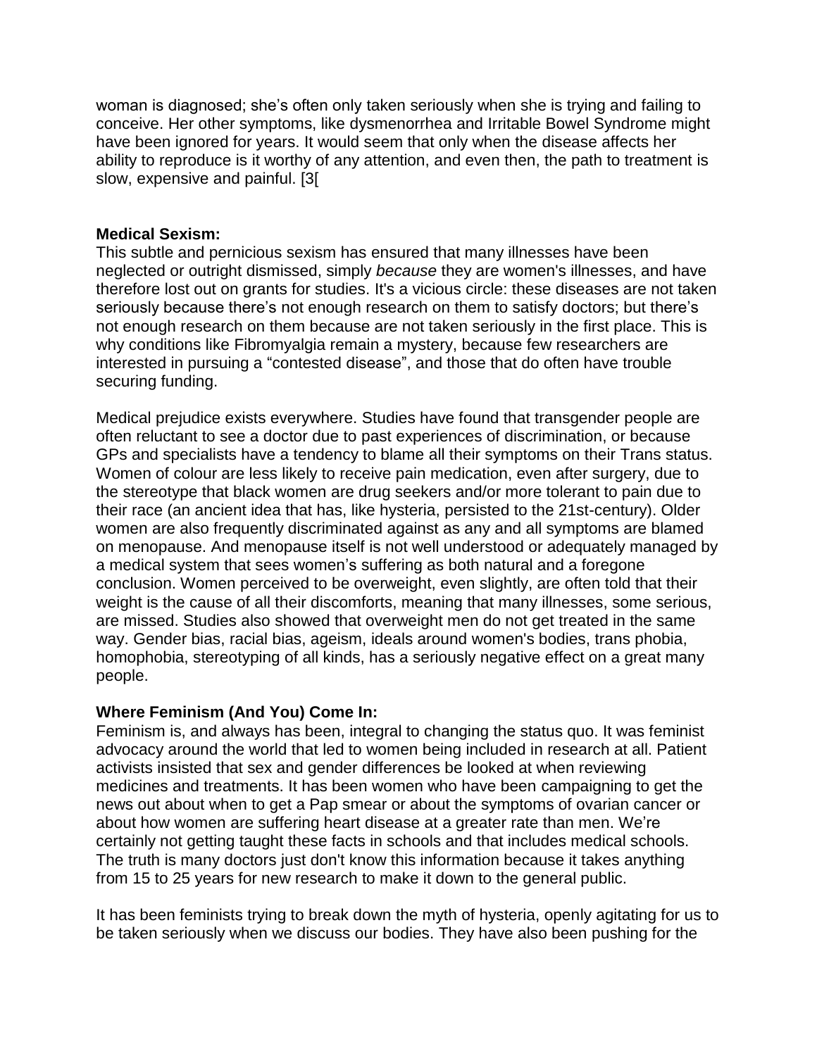woman is diagnosed; she's often only taken seriously when she is trying and failing to conceive. Her other symptoms, like dysmenorrhea and Irritable Bowel Syndrome might have been ignored for years. It would seem that only when the disease affects her ability to reproduce is it worthy of any attention, and even then, the path to treatment is slow, expensive and painful. [3[

**Medical Sexism:**
This subtle and pernicious sexism has ensured that many illnesses have been neglected or outright dismissed, simply *because* they are women's illnesses, and have therefore lost out on grants for studies. It's a vicious circle: these diseases are not taken seriously because there's not enough research on them to satisfy doctors; but there's not enough research on them because are not taken seriously in the first place. This is why conditions like Fibromyalgia remain a mystery, because few researchers are interested in pursuing a "contested disease", and those that do often have trouble securing funding.

Medical prejudice exists everywhere. Studies have found that transgender people are often reluctant to see a doctor due to past experiences of discrimination, or because GPs and specialists have a tendency to blame all their symptoms on their Trans status. Women of colour are less likely to receive pain medication, even after surgery, due to the stereotype that black women are drug seekers and/or more tolerant to pain due to their race (an ancient idea that has, like hysteria, persisted to the 21st-century). Older women are also frequently discriminated against as any and all symptoms are blamed on menopause. And menopause itself is not well understood or adequately managed by a medical system that sees women's suffering as both natural and a foregone conclusion. Women perceived to be overweight, even slightly, are often told that their weight is the cause of all their discomforts, meaning that many illnesses, some serious, are missed. Studies also showed that overweight men do not get treated in the same way. Gender bias, racial bias, ageism, ideals around women's bodies, trans phobia, homophobia, stereotyping of all kinds, has a seriously negative effect on a great many people.

**Where Feminism (And You) Come In:**
Feminism is, and always has been, integral to changing the status quo. It was feminist advocacy around the world that led to women being included in research at all. Patient activists insisted that sex and gender differences be looked at when reviewing medicines and treatments. It has been women who have been campaigning to get the news out about when to get a Pap smear or about the symptoms of ovarian cancer or about how women are suffering heart disease at a greater rate than men. We're certainly not getting taught these facts in schools and that includes medical schools. The truth is many doctors just don't know this information because it takes anything from 15 to 25 years for new research to make it down to the general public.

It has been feminists trying to break down the myth of hysteria, openly agitating for us to be taken seriously when we discuss our bodies. They have also been pushing for the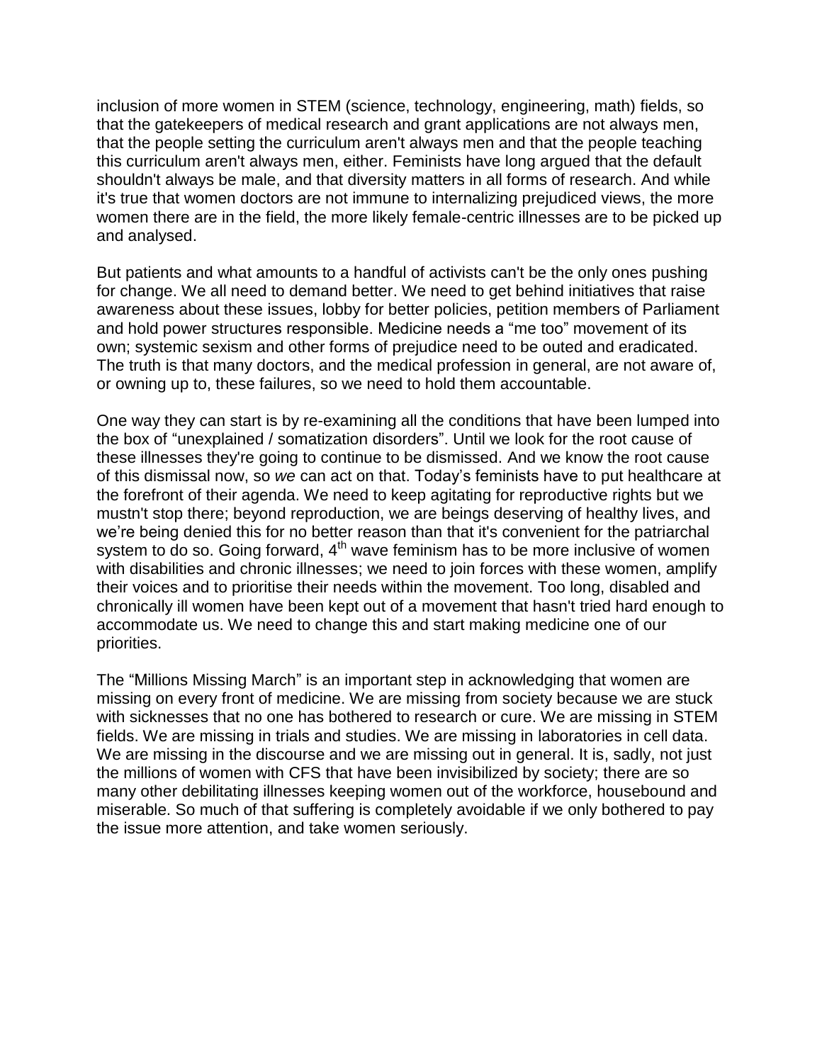inclusion of more women in STEM (science, technology, engineering, math) fields, so that the gatekeepers of medical research and grant applications are not always men, that the people setting the curriculum aren't always men and that the people teaching this curriculum aren't always men, either. Feminists have long argued that the default shouldn't always be male, and that diversity matters in all forms of research. And while it's true that women doctors are not immune to internalizing prejudiced views, the more women there are in the field, the more likely female-centric illnesses are to be picked up and analysed.

But patients and what amounts to a handful of activists can't be the only ones pushing for change. We all need to demand better. We need to get behind initiatives that raise awareness about these issues, lobby for better policies, petition members of Parliament and hold power structures responsible. Medicine needs a "me too" movement of its own; systemic sexism and other forms of prejudice need to be outed and eradicated. The truth is that many doctors, and the medical profession in general, are not aware of, or owning up to, these failures, so we need to hold them accountable.

One way they can start is by re-examining all the conditions that have been lumped into the box of "unexplained / somatization disorders". Until we look for the root cause of these illnesses they're going to continue to be dismissed. And we know the root cause of this dismissal now, so *we* can act on that. Today's feminists have to put healthcare at the forefront of their agenda. We need to keep agitating for reproductive rights but we mustn't stop there; beyond reproduction, we are beings deserving of healthy lives, and we're being denied this for no better reason than that it's convenient for the patriarchal system to do so. Going forward, 4th wave feminism has to be more inclusive of women with disabilities and chronic illnesses; we need to join forces with these women, amplify their voices and to prioritise their needs within the movement. Too long, disabled and chronically ill women have been kept out of a movement that hasn't tried hard enough to accommodate us. We need to change this and start making medicine one of our priorities.

The "Millions Missing March" is an important step in acknowledging that women are missing on every front of medicine. We are missing from society because we are stuck with sicknesses that no one has bothered to research or cure. We are missing in STEM fields. We are missing in trials and studies. We are missing in laboratories in cell data. We are missing in the discourse and we are missing out in general. It is, sadly, not just the millions of women with CFS that have been invisibilized by society; there are so many other debilitating illnesses keeping women out of the workforce, housebound and miserable. So much of that suffering is completely avoidable if we only bothered to pay the issue more attention, and take women seriously.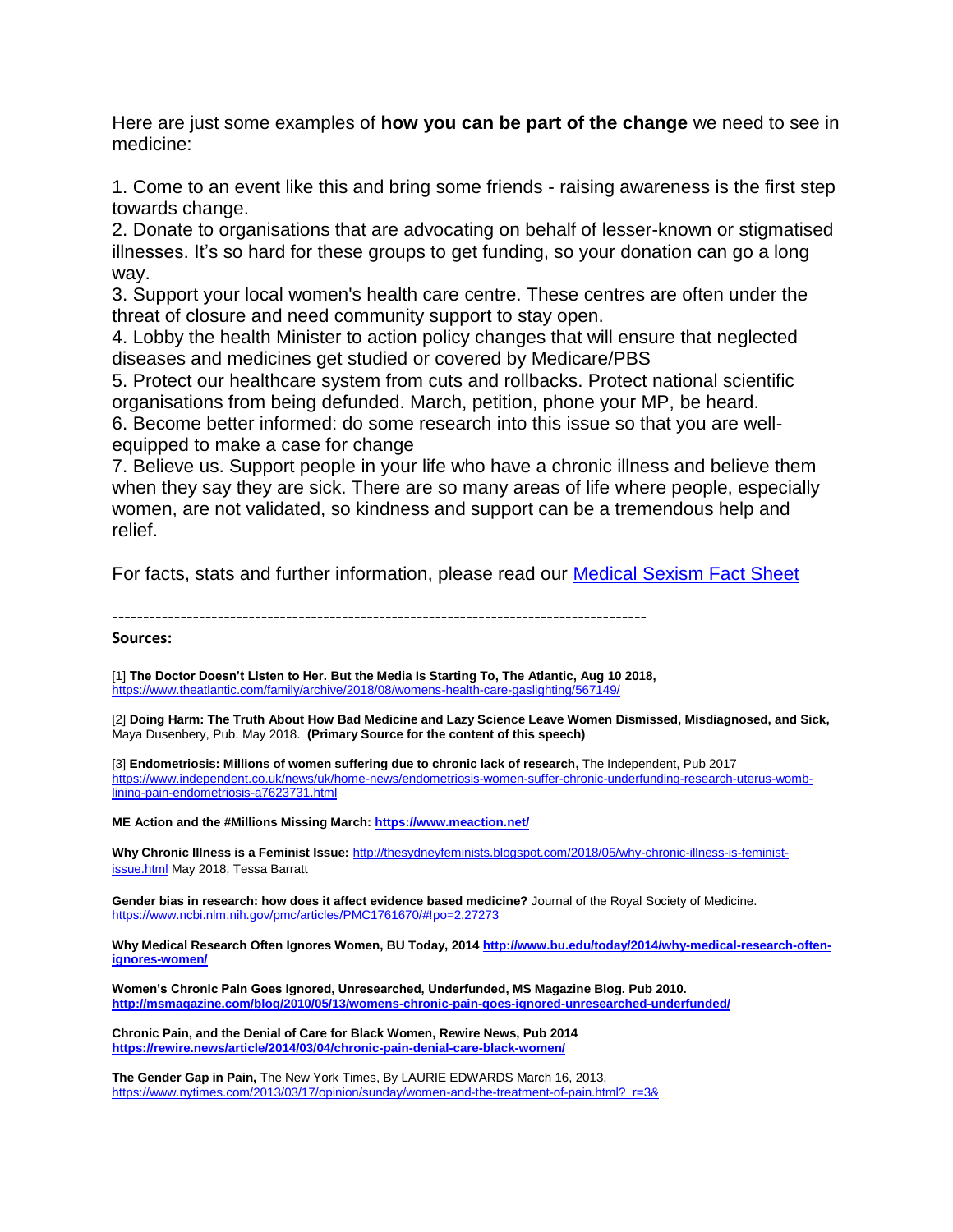Here are just some examples of **how you can be part of the change** we need to see in medicine:

1. Come to an event like this and bring some friends - raising awareness is the first step towards change.
2. Donate to organisations that are advocating on behalf of lesser-known or stigmatised illnesses. It's so hard for these groups to get funding, so your donation can go a long way.
3. Support your local women's health care centre. These centres are often under the threat of closure and need community support to stay open.
4. Lobby the health Minister to action policy changes that will ensure that neglected diseases and medicines get studied or covered by Medicare/PBS
5. Protect our healthcare system from cuts and rollbacks. Protect national scientific organisations from being defunded. March, petition, phone your MP, be heard.
6. Become better informed: do some research into this issue so that you are well-equipped to make a case for change
7. Believe us. Support people in your life who have a chronic illness and believe them when they say they are sick. There are so many areas of life where people, especially women, are not validated, so kindness and support can be a tremendous help and relief.

For facts, stats and further information, please read our [Medical Sexism Fact Sheet]

-------------------------------------------------------------------------------------

**Sources:**

[1] **The Doctor Doesn't Listen to Her. But the Media Is Starting To, The Atlantic, Aug 10 2018,** https://www.theatlantic.com/family/archive/2018/08/womens-health-care-gaslighting/567149/

[2] **Doing Harm: The Truth About How Bad Medicine and Lazy Science Leave Women Dismissed, Misdiagnosed, and Sick,** Maya Dusenbery, Pub. May 2018. **(Primary Source for the content of this speech)**

[3] **Endometriosis: Millions of women suffering due to chronic lack of research,** The Independent, Pub 2017 https://www.independent.co.uk/news/uk/home-news/endometriosis-women-suffer-chronic-underfunding-research-uterus-womb-lining-pain-endometriosis-a7623731.html

**ME Action and the #Millions Missing March: https://www.meaction.net/**

**Why Chronic Illness is a Feminist Issue:** http://thesydneyfeminists.blogspot.com/2018/05/why-chronic-illness-is-feminist-issue.html May 2018, Tessa Barratt

**Gender bias in research: how does it affect evidence based medicine?** Journal of the Royal Society of Medicine. https://www.ncbi.nlm.nih.gov/pmc/articles/PMC1761670/#!po=2.27273

**Why Medical Research Often Ignores Women, BU Today, 2014 http://www.bu.edu/today/2014/why-medical-research-often-ignores-women/**

**Women's Chronic Pain Goes Ignored, Unresearched, Underfunded, MS Magazine Blog. Pub 2010. http://msmagazine.com/blog/2010/05/13/womens-chronic-pain-goes-ignored-unresearched-underfunded/**

**Chronic Pain, and the Denial of Care for Black Women, Rewire News, Pub 2014 https://rewire.news/article/2014/03/04/chronic-pain-denial-care-black-women/**

**The Gender Gap in Pain,** The New York Times, By LAURIE EDWARDS March 16, 2013, https://www.nytimes.com/2013/03/17/opinion/sunday/women-and-the-treatment-of-pain.html?_r=3&